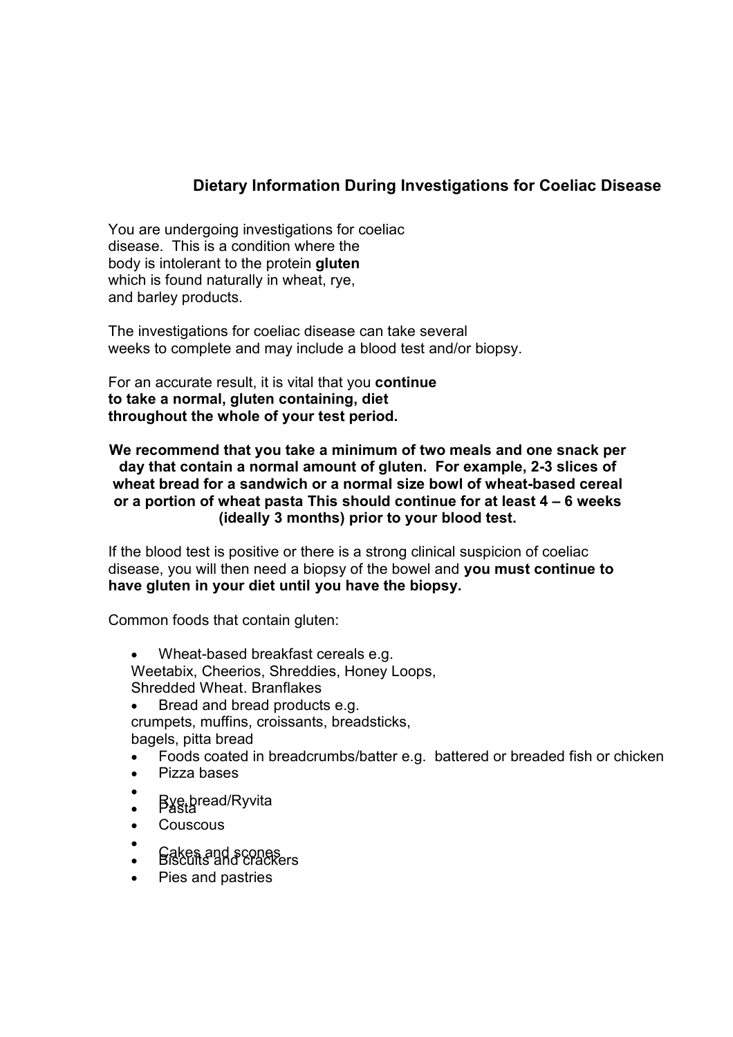## Dietary Information During Investigations for Coeliac Disease

You are undergoing investigations for coeliac disease. This is a condition where the body is intolerant to the protein **gluten** which is found naturally in wheat, rye, and barley products.

The investigations for coeliac disease can take several weeks to complete and may include a blood test and/or biopsy.

For an accurate result, it is vital that you **continue to take a normal, gluten containing, diet throughout the whole of your test period.**

**We recommend that you take a minimum of two meals and one snack per day that contain a normal amount of gluten. For example, 2-3 slices of wheat bread for a sandwich or a normal size bowl of wheat-based cereal or a portion of wheat pasta This should continue for at least 4 – 6 weeks (ideally 3 months) prior to your blood test.**

If the blood test is positive or there is a strong clinical suspicion of coeliac disease, you will then need a biopsy of the bowel and **you must continue to have gluten in your diet until you have the biopsy.**

Common foods that contain gluten:

- Wheat-based breakfast cereals e.g. Weetabix, Cheerios, Shreddies, Honey Loops, Shredded Wheat. Branflakes
- Bread and bread products e.g. crumpets, muffins, croissants, breadsticks, bagels, pitta bread
- Foods coated in breadcrumbs/batter e.g. battered or breaded fish or chicken
- Pizza bases
- Rye bread/Ryvita
- Pasta
- Couscous
- Cakes and scones
- Biscuits and crackers
- Pies and pastries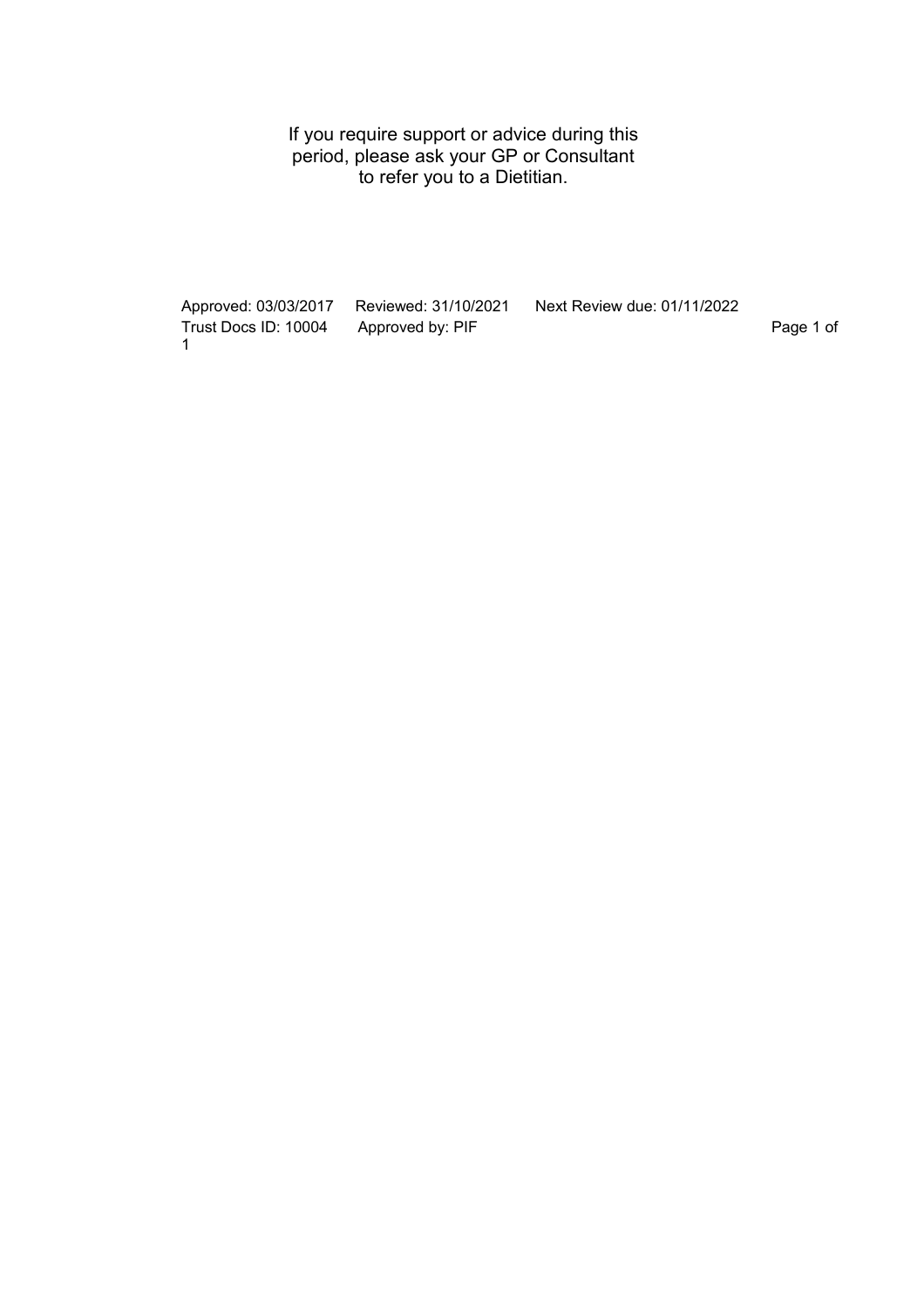If you require support or advice during this period, please ask your GP or Consultant to refer you to a Dietitian.

Approved: 03/03/2017 Reviewed: 31/10/2021 Next Review due: 01/11/2022
Trust Docs ID: 10004 Approved by: PIF